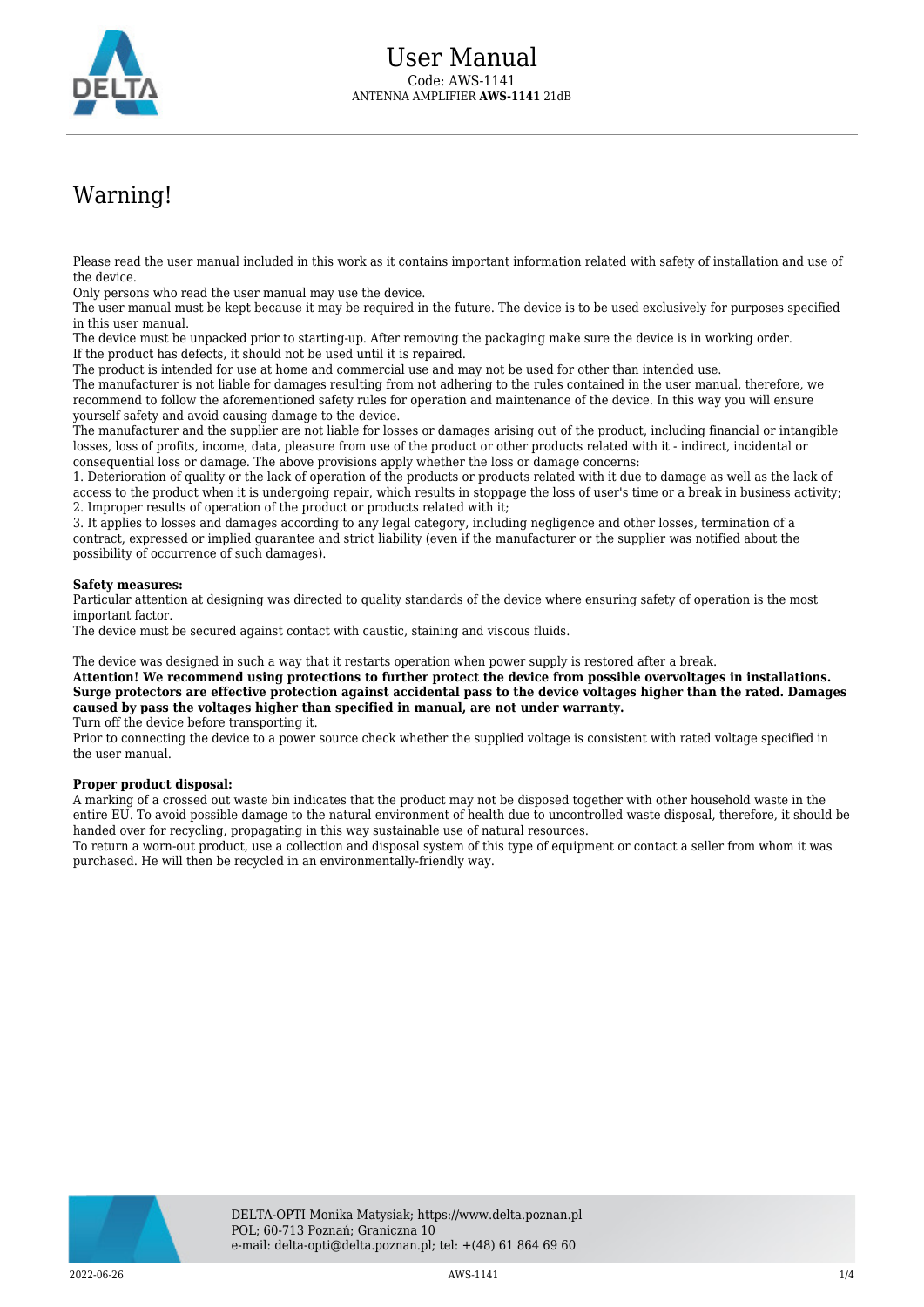# User Manual

Code: AWS-1141

ANTENNA AMPLIFIER **AWS-1141** 21dB

## Warning!

Please read the user manual included in this work as it contains important information related with safety of installation and use of the device.
Only persons who read the user manual may use the device.
The user manual must be kept because it may be required in the future. The device is to be used exclusively for purposes specified in this user manual.
The device must be unpacked prior to starting-up. After removing the packaging make sure the device is in working order.
If the product has defects, it should not be used until it is repaired.
The product is intended for use at home and commercial use and may not be used for other than intended use.
The manufacturer is not liable for damages resulting from not adhering to the rules contained in the user manual, therefore, we recommend to follow the aforementioned safety rules for operation and maintenance of the device. In this way you will ensure yourself safety and avoid causing damage to the device.
The manufacturer and the supplier are not liable for losses or damages arising out of the product, including financial or intangible losses, loss of profits, income, data, pleasure from use of the product or other products related with it - indirect, incidental or consequential loss or damage. The above provisions apply whether the loss or damage concerns:
1. Deterioration of quality or the lack of operation of the products or products related with it due to damage as well as the lack of access to the product when it is undergoing repair, which results in stoppage the loss of user's time or a break in business activity;
2. Improper results of operation of the product or products related with it;
3. It applies to losses and damages according to any legal category, including negligence and other losses, termination of a contract, expressed or implied guarantee and strict liability (even if the manufacturer or the supplier was notified about the possibility of occurrence of such damages).

**Safety measures:**
Particular attention at designing was directed to quality standards of the device where ensuring safety of operation is the most important factor.
The device must be secured against contact with caustic, staining and viscous fluids.

The device was designed in such a way that it restarts operation when power supply is restored after a break.
**Attention! We recommend using protections to further protect the device from possible overvoltages in installations. Surge protectors are effective protection against accidental pass to the device voltages higher than the rated. Damages caused by pass the voltages higher than specified in manual, are not under warranty.**
Turn off the device before transporting it.
Prior to connecting the device to a power source check whether the supplied voltage is consistent with rated voltage specified in the user manual.

**Proper product disposal:**
A marking of a crossed out waste bin indicates that the product may not be disposed together with other household waste in the entire EU. To avoid possible damage to the natural environment of health due to uncontrolled waste disposal, therefore, it should be handed over for recycling, propagating in this way sustainable use of natural resources.
To return a worn-out product, use a collection and disposal system of this type of equipment or contact a seller from whom it was purchased. He will then be recycled in an environmentally-friendly way.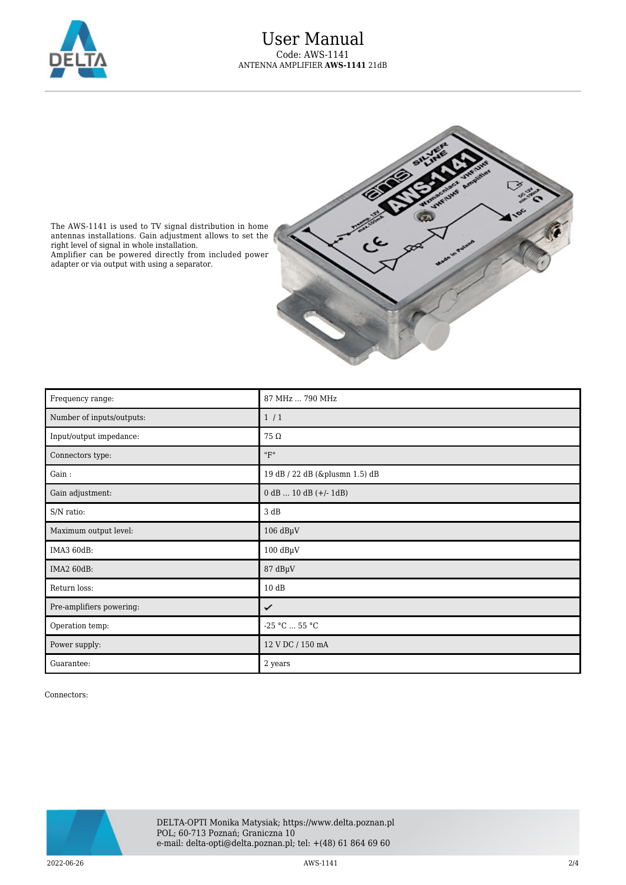The AWS-1141 is used to TV signal distribution in home antennas installations. Gain adjustment allows to set the right level of signal in whole installation.
Amplifier can be powered directly from included power adapter or via output with using a separator.

| Frequency range: | 87 MHz ... 790 MHz |
|---|---|
| Number of inputs/outputs: | 1 / 1 |
| Input/output impedance: | 75 Ω |
| Connectors type: | "F" |
| Gain : | 19 dB / 22 dB (&plusmn 1.5) dB |
| Gain adjustment: | 0 dB ... 10 dB (+/- 1dB) |
| S/N ratio: | 3 dB |
| Maximum output level: | 106 dBµV |
| IMA3 60dB: | 100 dBµV |
| IMA2 60dB: | 87 dBµV |
| Return loss: | 10 dB |
| Pre-amplifiers powering: | ✓ |
| Operation temp: | -25 °C ... 55 °C |
| Power supply: | 12 V DC / 150 mA |
| Guarantee: | 2 years |

Connectors: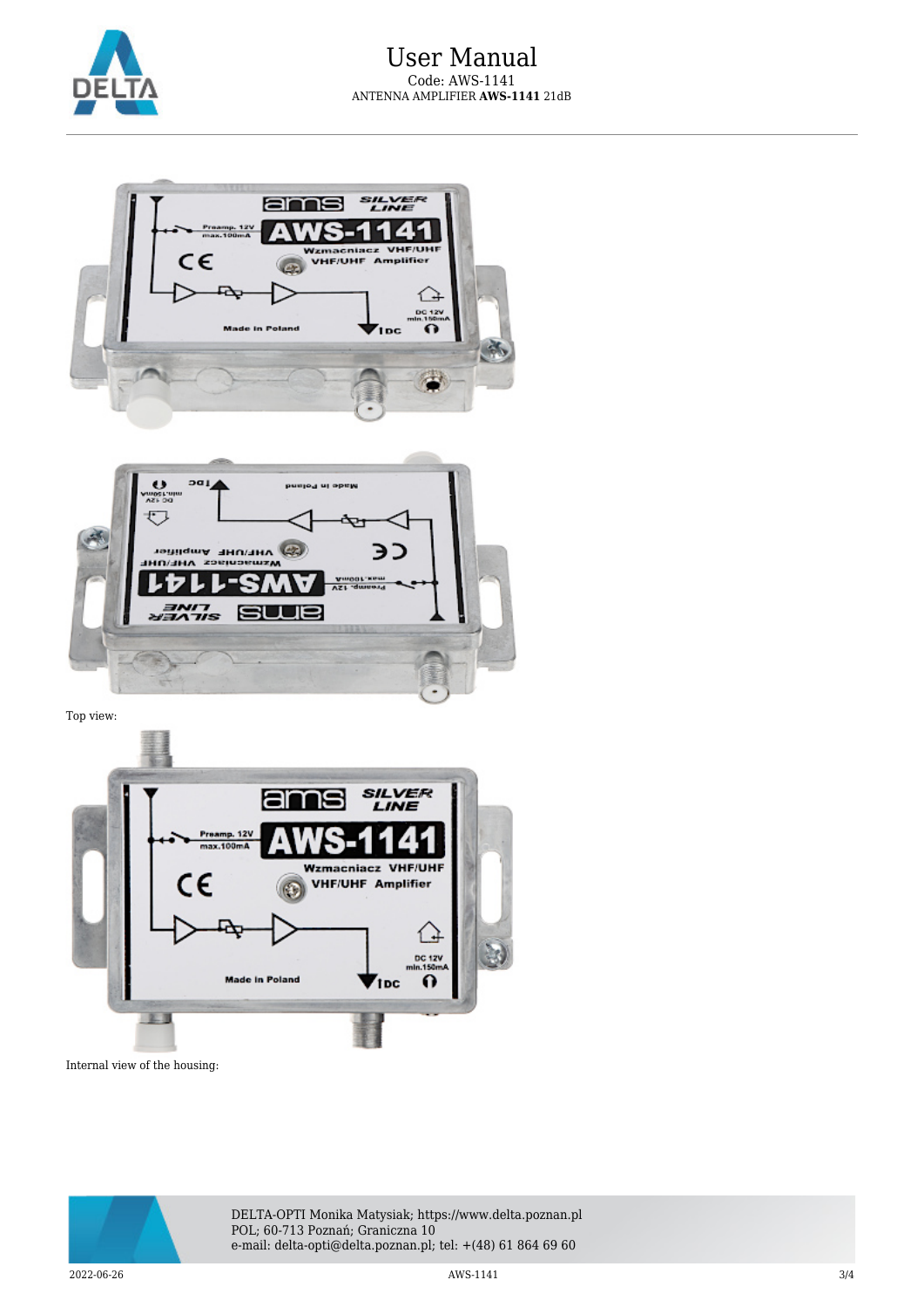Top view:

Internal view of the housing: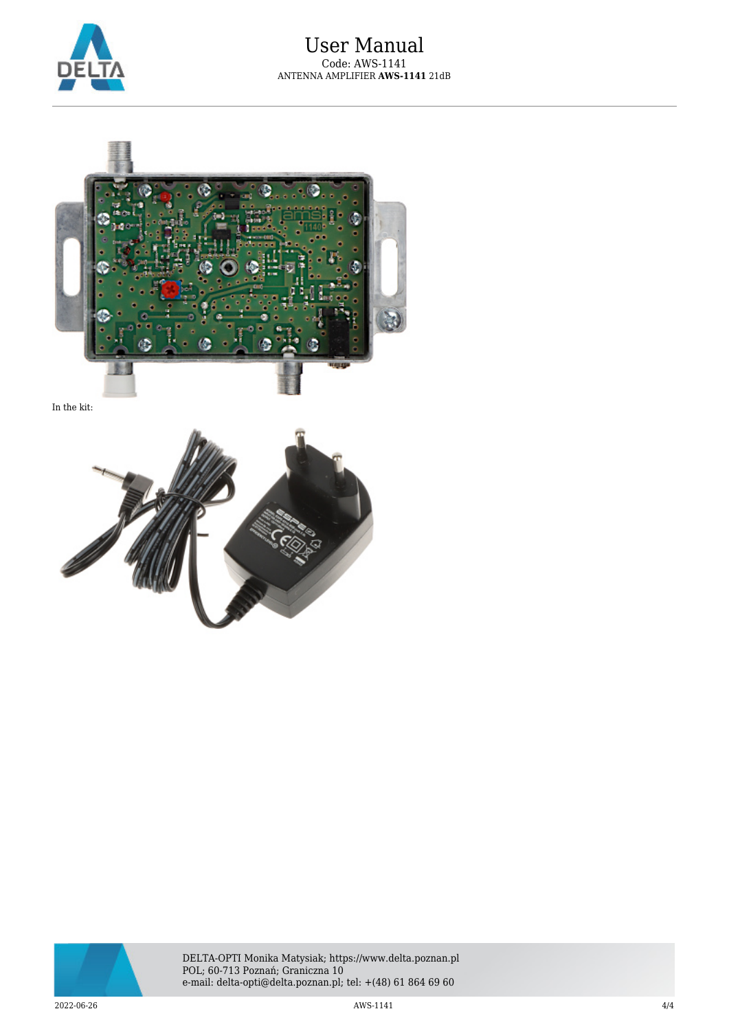In the kit: